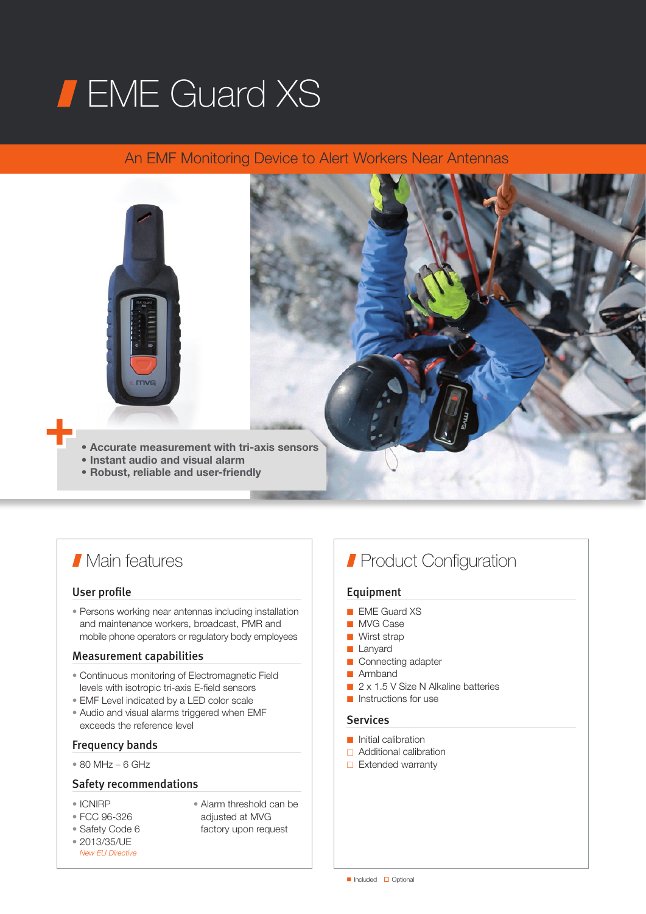# EME Guard XS

An EMF Monitoring Device to Alert Workers Near Antennas

- **Accurate measurement with tri-axis sensors**
- **Instant audio and visual alarm**
- **Robust, reliable and user-friendly**

## Main features

### User profile

- Persons working near antennas including installation and maintenance workers, broadcast, PMR and mobile phone operators or regulatory body employees

### Measurement capabilities

- Continuous monitoring of Electromagnetic Field levels with isotropic tri-axis E-field sensors
- EMF Level indicated by a LED color scale
- Audio and visual alarms triggered when EMF exceeds the reference level

### Frequency bands

- 80 MHz – 6 GHz

### Safety recommendations

- ICNIRP
- FCC 96-326
- Safety Code 6
- 2013/35/UE
  *New EU Directive*
- Alarm threshold can be adjusted at MVG factory upon request

## Product Configuration

### Equipment

- ■ EME Guard XS
- ■ MVG Case
- ■ Wirst strap
- ■ Lanyard
- ■ Connecting adapter
- ■ Armband
- ■ 2 x 1.5 V Size N Alkaline batteries
- ■ Instructions for use

### Services

- ■ Initial calibration
- □ Additional calibration
- □ Extended warranty

■ Included □ Optional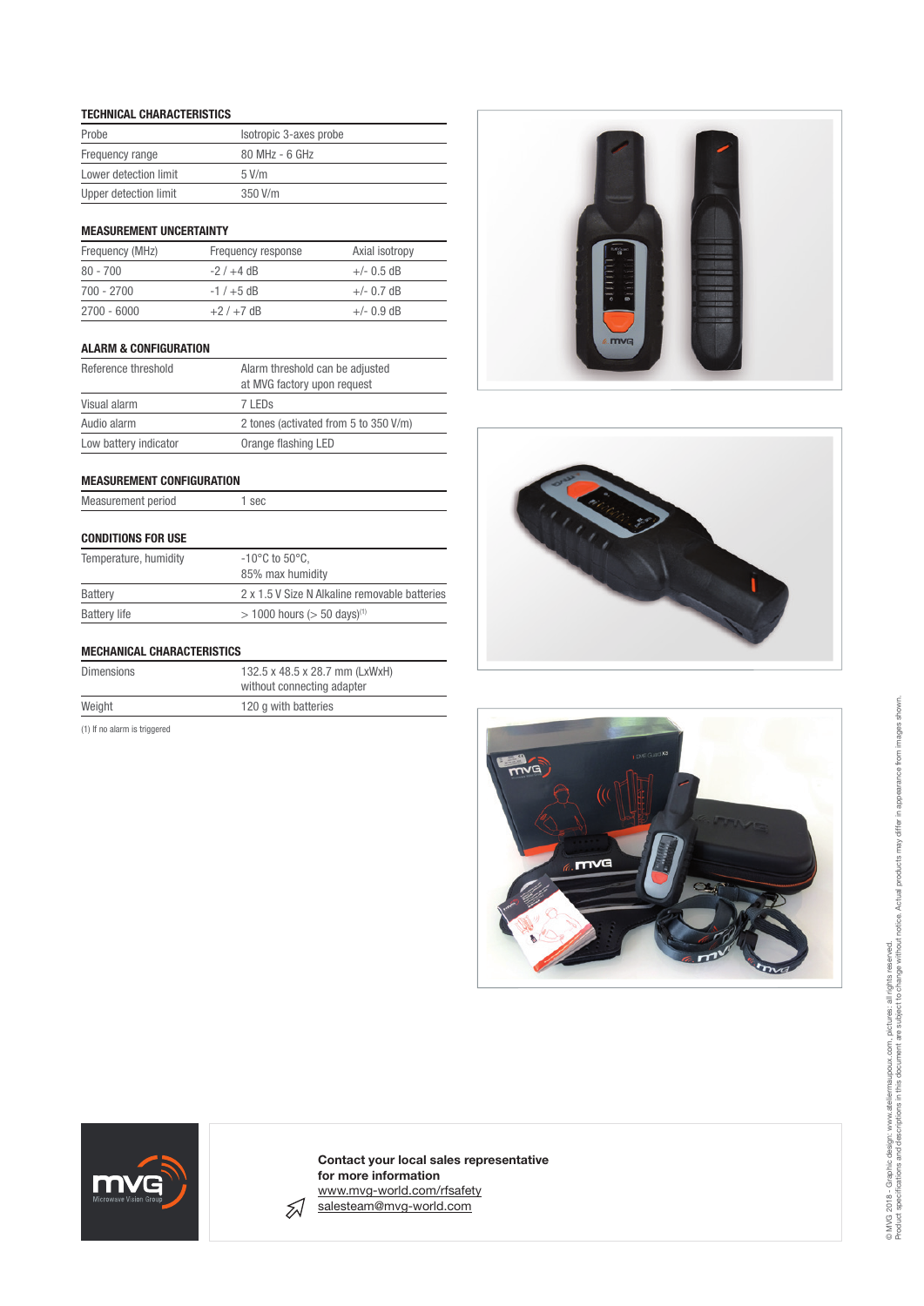### TECHNICAL CHARACTERISTICS

| | |
|---|---|
| Probe | Isotropic 3-axes probe |
| Frequency range | 80 MHz - 6 GHz |
| Lower detection limit | 5 V/m |
| Upper detection limit | 350 V/m |

### MEASUREMENT UNCERTAINTY

| Frequency (MHz) | Frequency response | Axial isotropy |
|---|---|---|
| 80 - 700 | -2 / +4 dB | +/- 0.5 dB |
| 700 - 2700 | -1 / +5 dB | +/- 0.7 dB |
| 2700 - 6000 | +2 / +7 dB | +/- 0.9 dB |

### ALARM & CONFIGURATION

| | |
|---|---|
| Reference threshold | Alarm threshold can be adjusted at MVG factory upon request |
| Visual alarm | 7 LEDs |
| Audio alarm | 2 tones (activated from 5 to 350 V/m) |
| Low battery indicator | Orange flashing LED |

### MEASUREMENT CONFIGURATION

| | |
|---|---|
| Measurement period | 1 sec |

### CONDITIONS FOR USE

| | |
|---|---|
| Temperature, humidity | -10°C to 50°C, 85% max humidity |
| Battery | 2 x 1.5 V Size N Alkaline removable batteries |
| Battery life | > 1000 hours (> 50 days)(1) |

### MECHANICAL CHARACTERISTICS

| | |
|---|---|
| Dimensions | 132.5 x 48.5 x 28.7 mm (LxWxH) without connecting adapter |
| Weight | 120 g with batteries |

(1) If no alarm is triggered

MVG Microwave Vision Group

**Contact your local sales representative for more information**
www.mvg-world.com/rfsafety
salesteam@mvg-world.com

© MVG 2018 - Graphic design: www.ateliermaupoux.com, pictures: all rights reserved.
Product specifications and descriptions in this document are subject to change without notice. Actual products may differ in appearance from images shown.